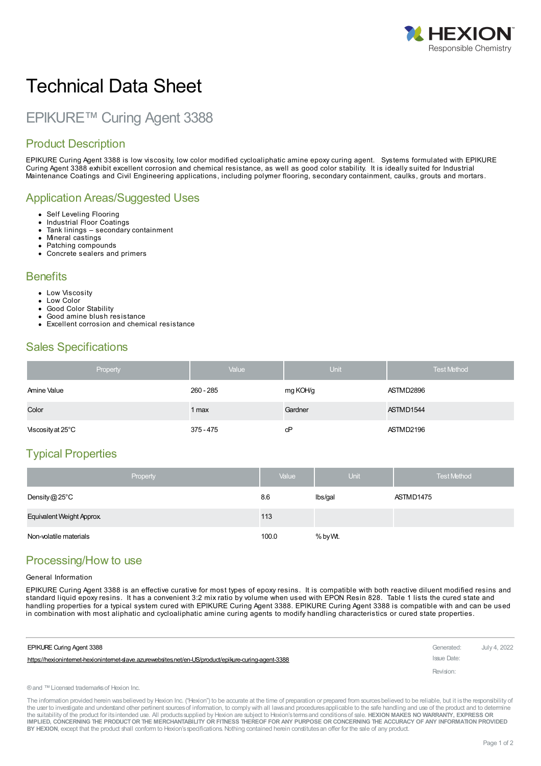# Technical Data Sheet

## EPIKURE™ Curing Agent 3388

## Product Description

EPIKURE Curing Agent 3388 is low viscosity, low color modified cycloaliphatic amine epoxy curing agent. Systems formulated with EPIKURE Curing Agent 3388 exhibit excellent corrosion and chemical resistance, as well as good color stability. It is ideally suited for Industrial Maintenance Coatings and Civil Engineering applications, including polymer flooring, secondary containment, caulks, grouts and mortars.

## Application Areas/Suggested Uses

- Self Leveling Flooring
- Industrial Floor Coatings
- Tank linings – secondary containment
- Mineral castings
- Patching compounds
- Concrete sealers and primers

## Benefits

- Low Viscosity
- Low Color
- Good Color Stability
- Good amine blush resistance
- Excellent corrosion and chemical resistance

## Sales Specifications

| Property | Value | Unit | Test Method |
|---|---|---|---|
| Amine Value | 260 - 285 | mg KOH/g | ASTM D2896 |
| Color | 1 max | Gardner | ASTM D1544 |
| Viscosity at 25°C | 375 - 475 | cP | ASTM D2196 |

## Typical Properties

| Property | Value | Unit | Test Method |
|---|---|---|---|
| Density @ 25°C | 8.6 | lbs/gal | ASTM D1475 |
| Equivalent Weight Approx. | 113 | | |
| Non-volatile materials | 100.0 | % by Wt. | |

## Processing/How to use

General Information

EPIKURE Curing Agent 3388 is an effective curative for most types of epoxy resins. It is compatible with both reactive diluent modified resins and standard liquid epoxy resins. It has a convenient 3:2 mix ratio by volume when used with EPON Resin 828. Table 1 lists the cured state and handling properties for a typical system cured with EPIKURE Curing Agent 3388. EPIKURE Curing Agent 3388 is compatible with and can be used in combination with most aliphatic and cycloaliphatic amine curing agents to modify handling characteristics or cured state properties.

EPIKURE Curing Agent 3388

https://hexioninternet-hexioninternet-slave.azurewebsites.net/en-US/product/epikure-curing-agent-3388

Generated: July 4, 2022

Issue Date:

Revision:

® and ™ Licensed trademarks of Hexion Inc.

The information provided herein was believed by Hexion Inc. ("Hexion") to be accurate at the time of preparation or prepared from sources believed to be reliable, but it is the responsibility of the user to investigate and understand other pertinent sources of information, to comply with all laws and procedures applicable to the safe handling and use of the product and to determine the suitability of the product for its intended use. All products supplied by Hexion are subject to Hexion's terms and conditions of sale. **HEXION MAKES NO WARRANTY, EXPRESS OR IMPLIED, CONCERNING THE PRODUCT OR THE MERCHANTABILITY OR FITNESS THEREOF FOR ANY PURPOSE OR CONCERNING THE ACCURACY OF ANY INFORMATION PROVIDED BY HEXION**, except that the product shall conform to Hexion's specifications. Nothing contained herein constitutes an offer for the sale of any product.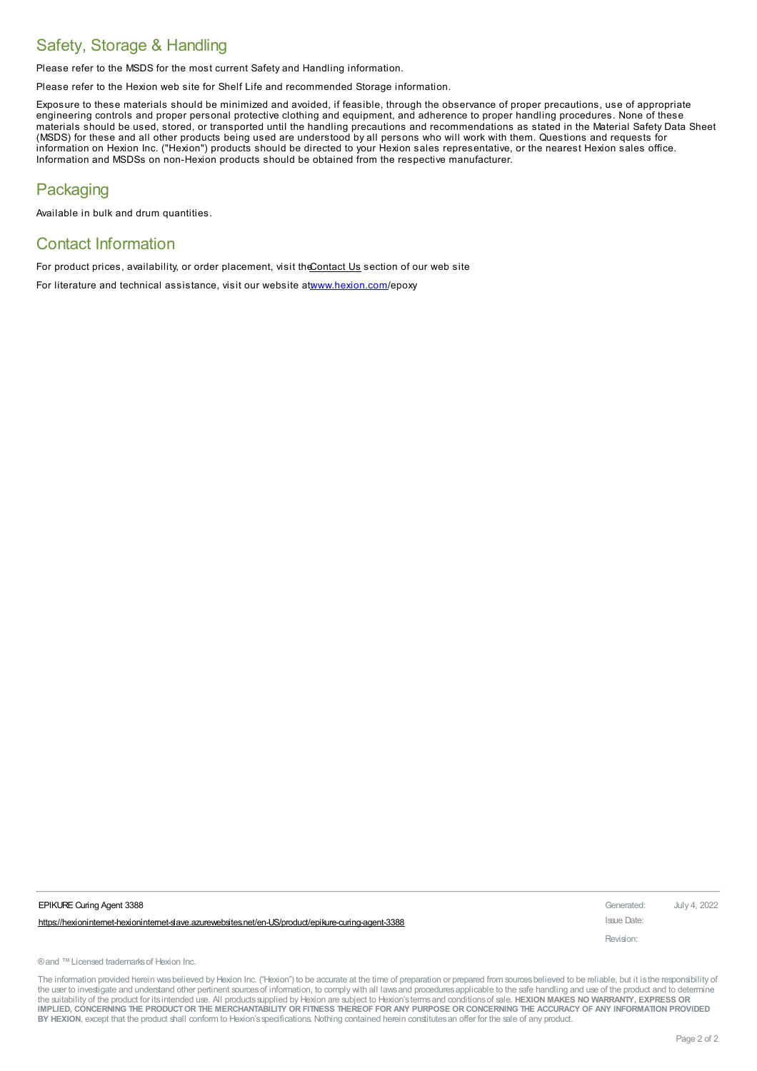## Safety, Storage & Handling

Please refer to the MSDS for the most current Safety and Handling information.

Please refer to the Hexion web site for Shelf Life and recommended Storage information.

Exposure to these materials should be minimized and avoided, if feasible, through the observance of proper precautions, use of appropriate engineering controls and proper personal protective clothing and equipment, and adherence to proper handling procedures. None of these materials should be used, stored, or transported until the handling precautions and recommendations as stated in the Material Safety Data Sheet (MSDS) for these and all other products being used are understood by all persons who will work with them. Questions and requests for information on Hexion Inc. ("Hexion") products should be directed to your Hexion sales representative, or the nearest Hexion sales office. Information and MSDSs on non-Hexion products should be obtained from the respective manufacturer.

## Packaging

Available in bulk and drum quantities.

## Contact Information

For product prices, availability, or order placement, visit the Contact Us section of our web site

For literature and technical assistance, visit our website at www.hexion.com/epoxy

EPIKURE Curing Agent 3388

https://hexioninternet-hexioninternet-slave.azurewebsites.net/en-US/product/epikure-curing-agent-3388

Generated: July 4, 2022

Issue Date:

Revision:

® and ™ Licensed trademarks of Hexion Inc.

The information provided herein was believed by Hexion Inc. ("Hexion") to be accurate at the time of preparation or prepared from sources believed to be reliable, but it is the responsibility of the user to investigate and understand other pertinent sources of information, to comply with all laws and procedures applicable to the safe handling and use of the product and to determine the suitability of the product for its intended use. All products supplied by Hexion are subject to Hexion's terms and conditions of sale. **HEXION MAKES NO WARRANTY, EXPRESS OR IMPLIED, CONCERNING THE PRODUCT OR THE MERCHANTABILITY OR FITNESS THEREOF FOR ANY PURPOSE OR CONCERNING THE ACCURACY OF ANY INFORMATION PROVIDED BY HEXION**, except that the product shall conform to Hexion's specifications. Nothing contained herein constitutes an offer for the sale of any product.